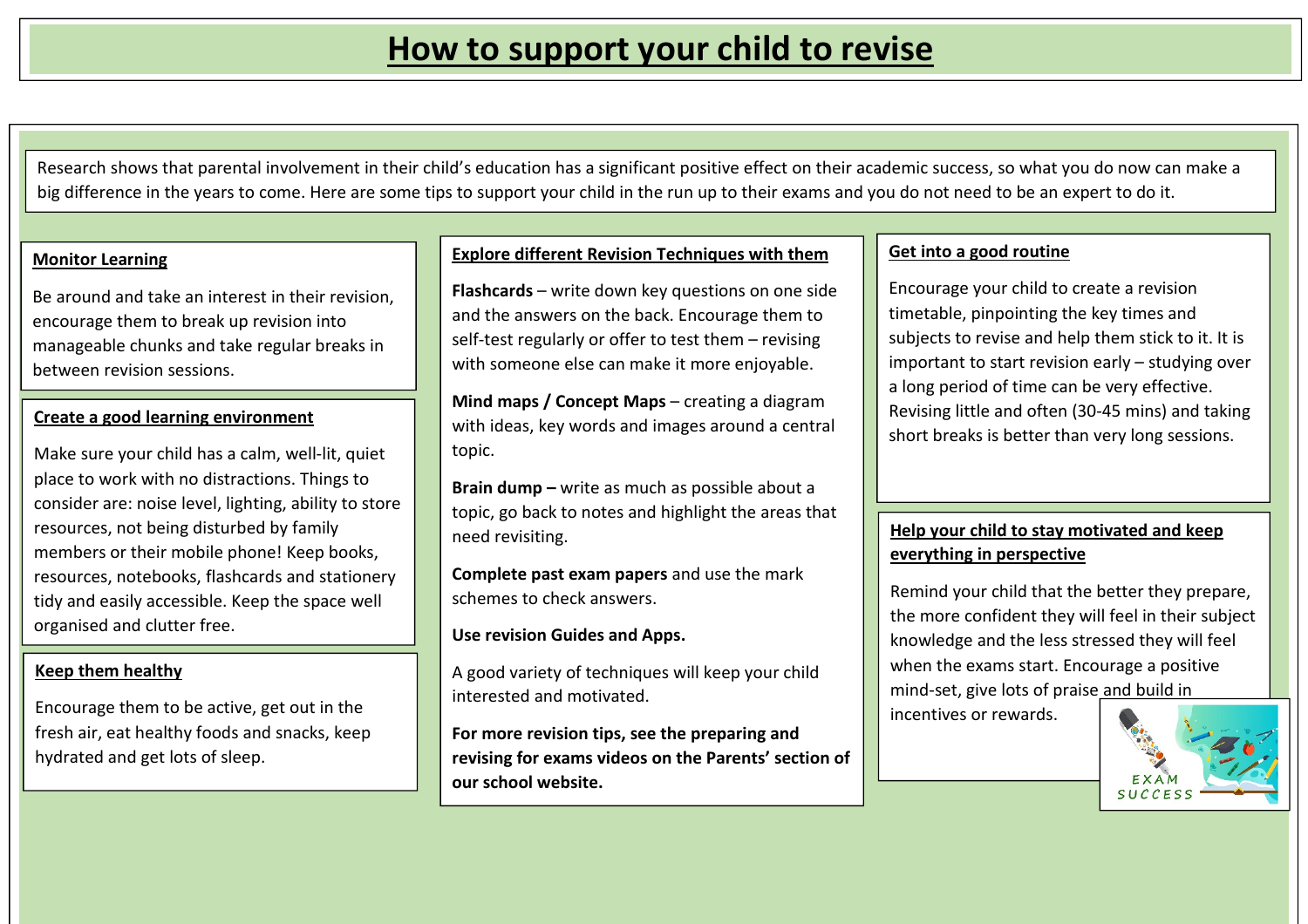# How to support your child to revise

Research shows that parental involvement in their child's education has a significant positive effect on their academic success, so what you do now can make a big difference in the years to come. Here are some tips to support your child in the run up to their exams and you do not need to be an expert to do it.

## Monitor Learning

Be around and take an interest in their revision, encourage them to break up revision into manageable chunks and take regular breaks in between revision sessions.

## Create a good learning environment

Make sure your child has a calm, well-lit, quiet place to work with no distractions. Things to consider are: noise level, lighting, ability to store resources, not being disturbed by family members or their mobile phone! Keep books, resources, notebooks, flashcards and stationery tidy and easily accessible. Keep the space well organised and clutter free.

## Keep them healthy

Encourage them to be active, get out in the fresh air, eat healthy foods and snacks, keep hydrated and get lots of sleep.

## Explore different Revision Techniques with them

**Flashcards** – write down key questions on one side and the answers on the back. Encourage them to self-test regularly or offer to test them – revising with someone else can make it more enjoyable.

**Mind maps / Concept Maps** – creating a diagram with ideas, key words and images around a central topic.

**Brain dump –** write as much as possible about a topic, go back to notes and highlight the areas that need revisiting.

**Complete past exam papers** and use the mark schemes to check answers.

**Use revision Guides and Apps.**

A good variety of techniques will keep your child interested and motivated.

**For more revision tips, see the preparing and revising for exams videos on the Parents' section of our school website.**

## Get into a good routine

Encourage your child to create a revision timetable, pinpointing the key times and subjects to revise and help them stick to it. It is important to start revision early – studying over a long period of time can be very effective. Revising little and often (30-45 mins) and taking short breaks is better than very long sessions.

## Help your child to stay motivated and keep everything in perspective

Remind your child that the better they prepare, the more confident they will feel in their subject knowledge and the less stressed they will feel when the exams start. Encourage a positive mind-set, give lots of praise and build in incentives or rewards.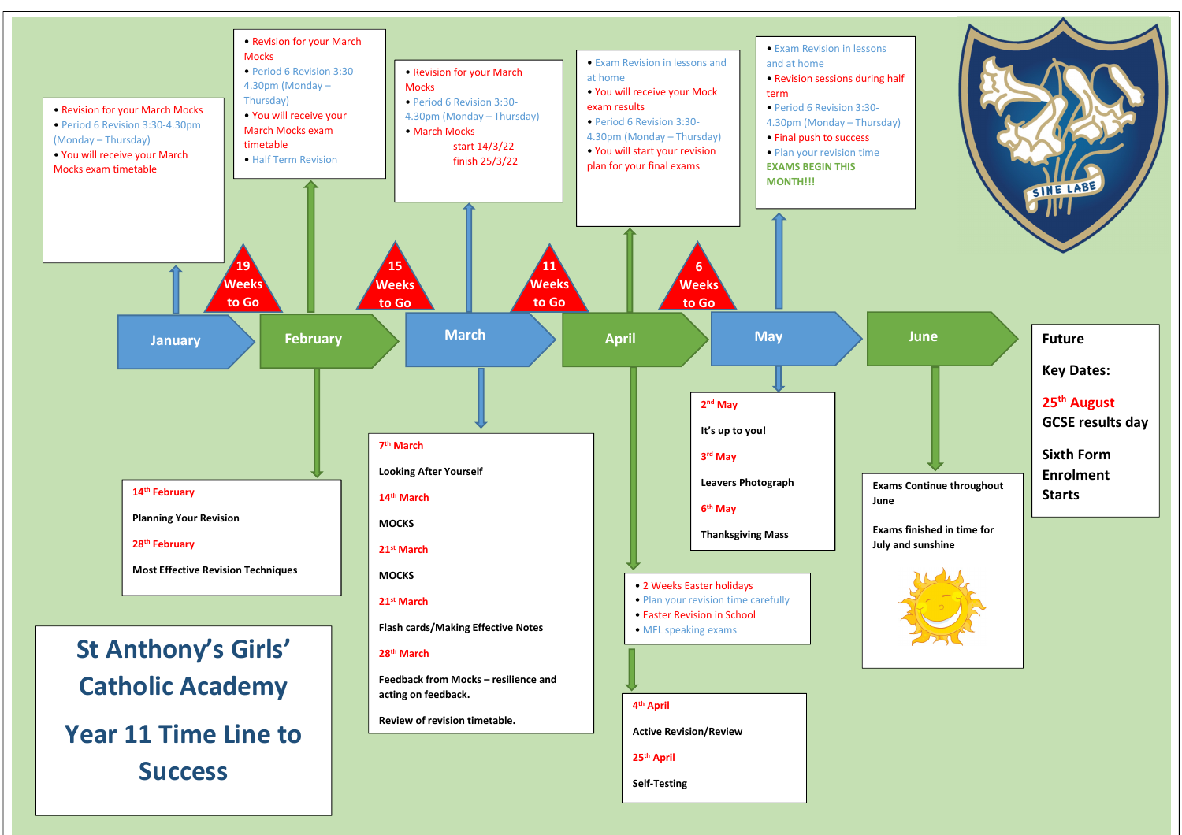# St Anthony's Girls' Catholic Academy

## Year 11 Time Line to Success

## January

- Revision for your March Mocks
- Period 6 Revision 3:30-4.30pm (Monday – Thursday)
- You will receive your March Mocks exam timetable

**19 Weeks to Go**

## February

- Revision for your March Mocks
- Period 6 Revision 3:30-4.30pm (Monday – Thursday)
- You will receive your March Mocks exam timetable
- Half Term Revision

**14th February**

**Planning Your Revision**

**28th February**

**Most Effective Revision Techniques**

**15 Weeks to Go**

## March

- Revision for your March Mocks
- Period 6 Revision 3:30-4.30pm (Monday – Thursday)
- March Mocks
  start 14/3/22
  finish 25/3/22

**7th March**

**Looking After Yourself**

**14th March**

**MOCKS**

**21st March**

**MOCKS**

**21st March**

**Flash cards/Making Effective Notes**

**28th March**

**Feedback from Mocks – resilience and acting on feedback.**

**Review of revision timetable.**

**11 Weeks to Go**

## April

- Exam Revision in lessons and at home
- You will receive your Mock exam results
- Period 6 Revision 3:30-4.30pm (Monday – Thursday)
- You will start your revision plan for your final exams

- 2 Weeks Easter holidays
- Plan your revision time carefully
- Easter Revision in School
- MFL speaking exams

**4th April**

**Active Revision/Review**

**25th April**

**Self-Testing**

**6 Weeks to Go**

## May

- Exam Revision in lessons and at home
- Revision sessions during half term
- Period 6 Revision 3:30-4.30pm (Monday – Thursday)
- Final push to success
- Plan your revision time

**EXAMS BEGIN THIS MONTH!!!**

**2nd May**

**It's up to you!**

**3rd May**

**Leavers Photograph**

**6th May**

**Thanksgiving Mass**

## June

**Exams Continue throughout June**

**Exams finished in time for July and sunshine**

## Future

**Key Dates:**

**25th August**
**GCSE results day**

**Sixth Form Enrolment Starts**

SINE LABE